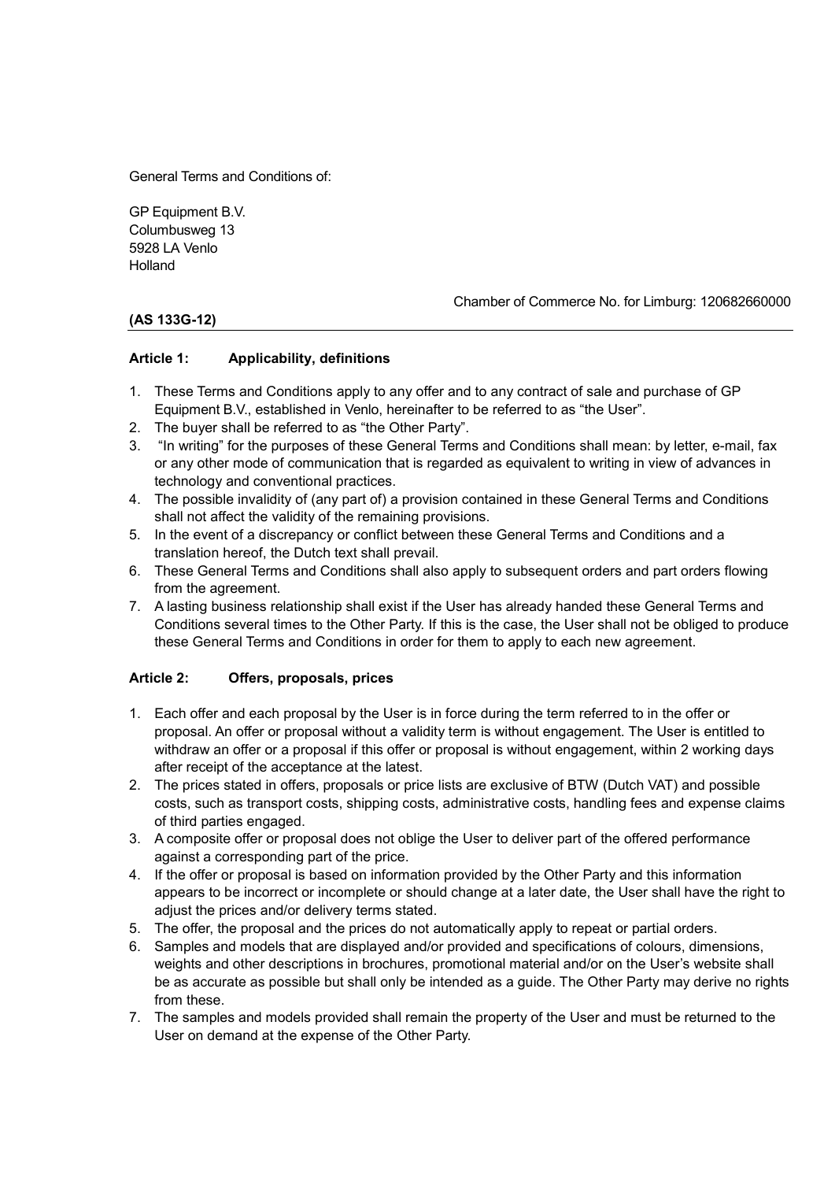General Terms and Conditions of:

GP Equipment B.V.
Columbusweg 13
5928 LA Venlo
Holland

Chamber of Commerce No. for Limburg: 120682660000

**(AS 133G-12)**

### Article 1: Applicability, definitions

1. These Terms and Conditions apply to any offer and to any contract of sale and purchase of GP Equipment B.V., established in Venlo, hereinafter to be referred to as “the User”.
2. The buyer shall be referred to as “the Other Party”.
3. “In writing” for the purposes of these General Terms and Conditions shall mean: by letter, e-mail, fax or any other mode of communication that is regarded as equivalent to writing in view of advances in technology and conventional practices.
4. The possible invalidity of (any part of) a provision contained in these General Terms and Conditions shall not affect the validity of the remaining provisions.
5. In the event of a discrepancy or conflict between these General Terms and Conditions and a translation hereof, the Dutch text shall prevail.
6. These General Terms and Conditions shall also apply to subsequent orders and part orders flowing from the agreement.
7. A lasting business relationship shall exist if the User has already handed these General Terms and Conditions several times to the Other Party. If this is the case, the User shall not be obliged to produce these General Terms and Conditions in order for them to apply to each new agreement.

### Article 2: Offers, proposals, prices

1. Each offer and each proposal by the User is in force during the term referred to in the offer or proposal. An offer or proposal without a validity term is without engagement. The User is entitled to withdraw an offer or a proposal if this offer or proposal is without engagement, within 2 working days after receipt of the acceptance at the latest.
2. The prices stated in offers, proposals or price lists are exclusive of BTW (Dutch VAT) and possible costs, such as transport costs, shipping costs, administrative costs, handling fees and expense claims of third parties engaged.
3. A composite offer or proposal does not oblige the User to deliver part of the offered performance against a corresponding part of the price.
4. If the offer or proposal is based on information provided by the Other Party and this information appears to be incorrect or incomplete or should change at a later date, the User shall have the right to adjust the prices and/or delivery terms stated.
5. The offer, the proposal and the prices do not automatically apply to repeat or partial orders.
6. Samples and models that are displayed and/or provided and specifications of colours, dimensions, weights and other descriptions in brochures, promotional material and/or on the User’s website shall be as accurate as possible but shall only be intended as a guide. The Other Party may derive no rights from these.
7. The samples and models provided shall remain the property of the User and must be returned to the User on demand at the expense of the Other Party.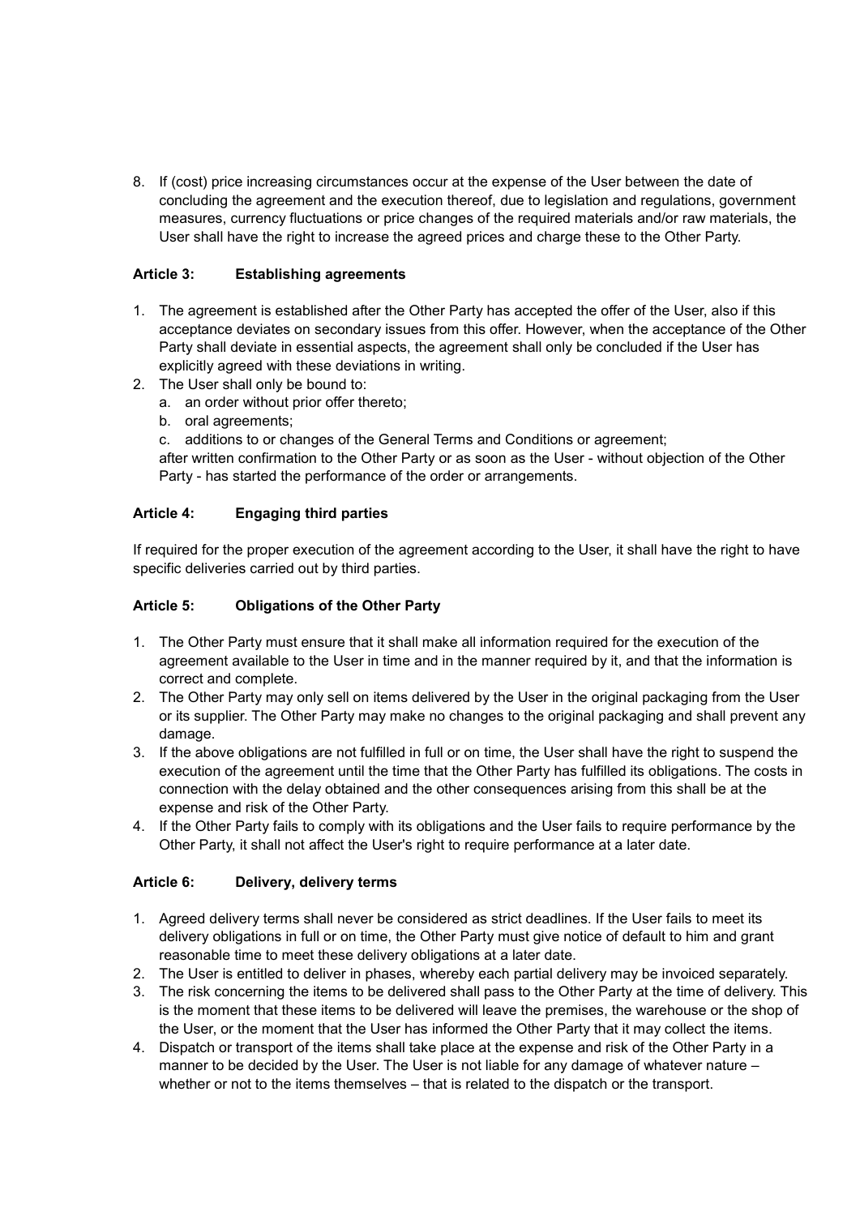8. If (cost) price increasing circumstances occur at the expense of the User between the date of concluding the agreement and the execution thereof, due to legislation and regulations, government measures, currency fluctuations or price changes of the required materials and/or raw materials, the User shall have the right to increase the agreed prices and charge these to the Other Party.

**Article 3: Establishing agreements**

1. The agreement is established after the Other Party has accepted the offer of the User, also if this acceptance deviates on secondary issues from this offer. However, when the acceptance of the Other Party shall deviate in essential aspects, the agreement shall only be concluded if the User has explicitly agreed with these deviations in writing.
2. The User shall only be bound to:
   a. an order without prior offer thereto;
   b. oral agreements;
   c. additions to or changes of the General Terms and Conditions or agreement;

   after written confirmation to the Other Party or as soon as the User - without objection of the Other Party - has started the performance of the order or arrangements.

**Article 4: Engaging third parties**

If required for the proper execution of the agreement according to the User, it shall have the right to have specific deliveries carried out by third parties.

**Article 5: Obligations of the Other Party**

1. The Other Party must ensure that it shall make all information required for the execution of the agreement available to the User in time and in the manner required by it, and that the information is correct and complete.
2. The Other Party may only sell on items delivered by the User in the original packaging from the User or its supplier. The Other Party may make no changes to the original packaging and shall prevent any damage.
3. If the above obligations are not fulfilled in full or on time, the User shall have the right to suspend the execution of the agreement until the time that the Other Party has fulfilled its obligations. The costs in connection with the delay obtained and the other consequences arising from this shall be at the expense and risk of the Other Party.
4. If the Other Party fails to comply with its obligations and the User fails to require performance by the Other Party, it shall not affect the User's right to require performance at a later date.

**Article 6: Delivery, delivery terms**

1. Agreed delivery terms shall never be considered as strict deadlines. If the User fails to meet its delivery obligations in full or on time, the Other Party must give notice of default to him and grant reasonable time to meet these delivery obligations at a later date.
2. The User is entitled to deliver in phases, whereby each partial delivery may be invoiced separately.
3. The risk concerning the items to be delivered shall pass to the Other Party at the time of delivery. This is the moment that these items to be delivered will leave the premises, the warehouse or the shop of the User, or the moment that the User has informed the Other Party that it may collect the items.
4. Dispatch or transport of the items shall take place at the expense and risk of the Other Party in a manner to be decided by the User. The User is not liable for any damage of whatever nature – whether or not to the items themselves – that is related to the dispatch or the transport.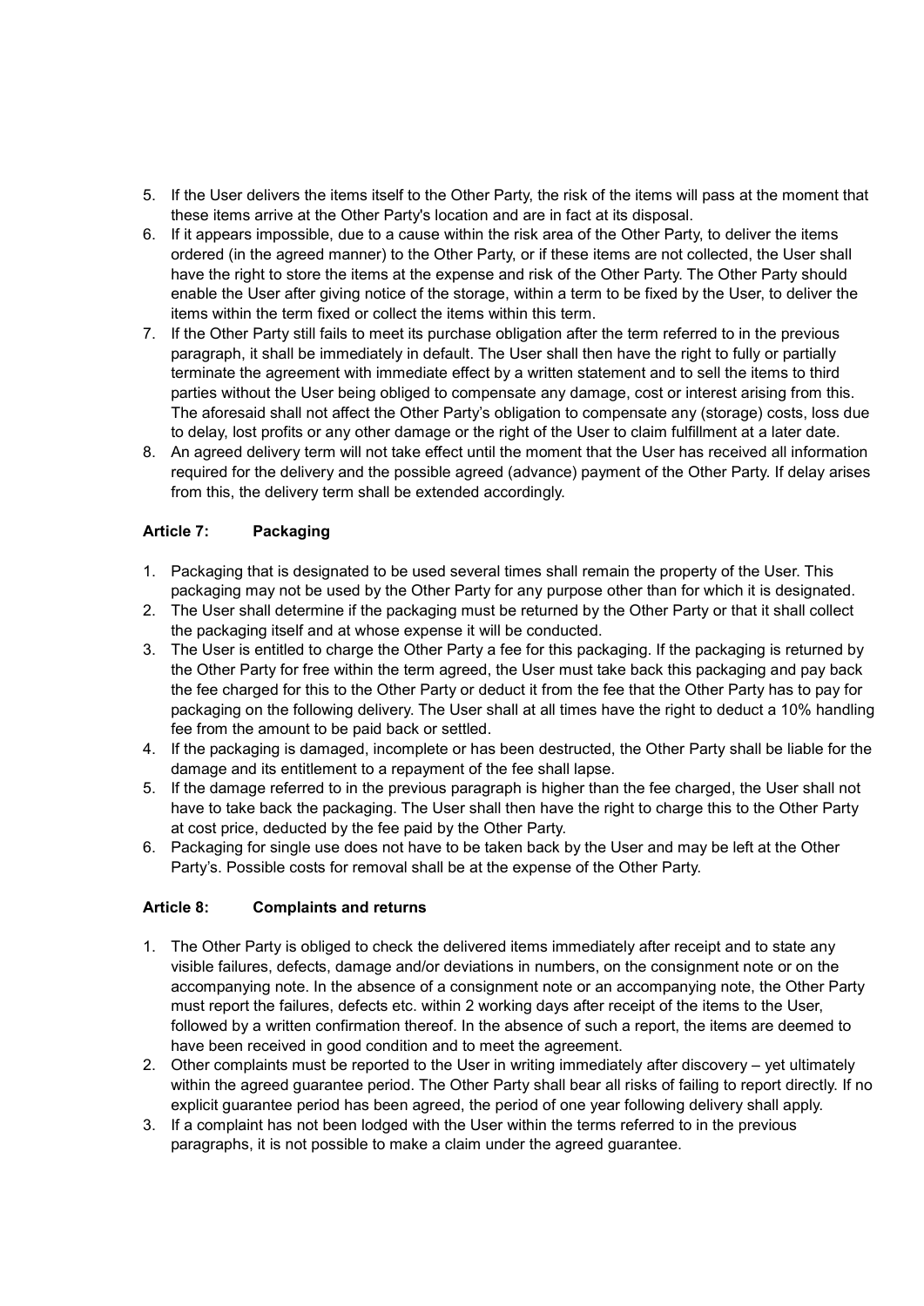5. If the User delivers the items itself to the Other Party, the risk of the items will pass at the moment that these items arrive at the Other Party's location and are in fact at its disposal.
6. If it appears impossible, due to a cause within the risk area of the Other Party, to deliver the items ordered (in the agreed manner) to the Other Party, or if these items are not collected, the User shall have the right to store the items at the expense and risk of the Other Party. The Other Party should enable the User after giving notice of the storage, within a term to be fixed by the User, to deliver the items within the term fixed or collect the items within this term.
7. If the Other Party still fails to meet its purchase obligation after the term referred to in the previous paragraph, it shall be immediately in default. The User shall then have the right to fully or partially terminate the agreement with immediate effect by a written statement and to sell the items to third parties without the User being obliged to compensate any damage, cost or interest arising from this. The aforesaid shall not affect the Other Party's obligation to compensate any (storage) costs, loss due to delay, lost profits or any other damage or the right of the User to claim fulfillment at a later date.
8. An agreed delivery term will not take effect until the moment that the User has received all information required for the delivery and the possible agreed (advance) payment of the Other Party. If delay arises from this, the delivery term shall be extended accordingly.

**Article 7: Packaging**

1. Packaging that is designated to be used several times shall remain the property of the User. This packaging may not be used by the Other Party for any purpose other than for which it is designated.
2. The User shall determine if the packaging must be returned by the Other Party or that it shall collect the packaging itself and at whose expense it will be conducted.
3. The User is entitled to charge the Other Party a fee for this packaging. If the packaging is returned by the Other Party for free within the term agreed, the User must take back this packaging and pay back the fee charged for this to the Other Party or deduct it from the fee that the Other Party has to pay for packaging on the following delivery. The User shall at all times have the right to deduct a 10% handling fee from the amount to be paid back or settled.
4. If the packaging is damaged, incomplete or has been destructed, the Other Party shall be liable for the damage and its entitlement to a repayment of the fee shall lapse.
5. If the damage referred to in the previous paragraph is higher than the fee charged, the User shall not have to take back the packaging. The User shall then have the right to charge this to the Other Party at cost price, deducted by the fee paid by the Other Party.
6. Packaging for single use does not have to be taken back by the User and may be left at the Other Party's. Possible costs for removal shall be at the expense of the Other Party.

**Article 8: Complaints and returns**

1. The Other Party is obliged to check the delivered items immediately after receipt and to state any visible failures, defects, damage and/or deviations in numbers, on the consignment note or on the accompanying note. In the absence of a consignment note or an accompanying note, the Other Party must report the failures, defects etc. within 2 working days after receipt of the items to the User, followed by a written confirmation thereof. In the absence of such a report, the items are deemed to have been received in good condition and to meet the agreement.
2. Other complaints must be reported to the User in writing immediately after discovery – yet ultimately within the agreed guarantee period. The Other Party shall bear all risks of failing to report directly. If no explicit guarantee period has been agreed, the period of one year following delivery shall apply.
3. If a complaint has not been lodged with the User within the terms referred to in the previous paragraphs, it is not possible to make a claim under the agreed guarantee.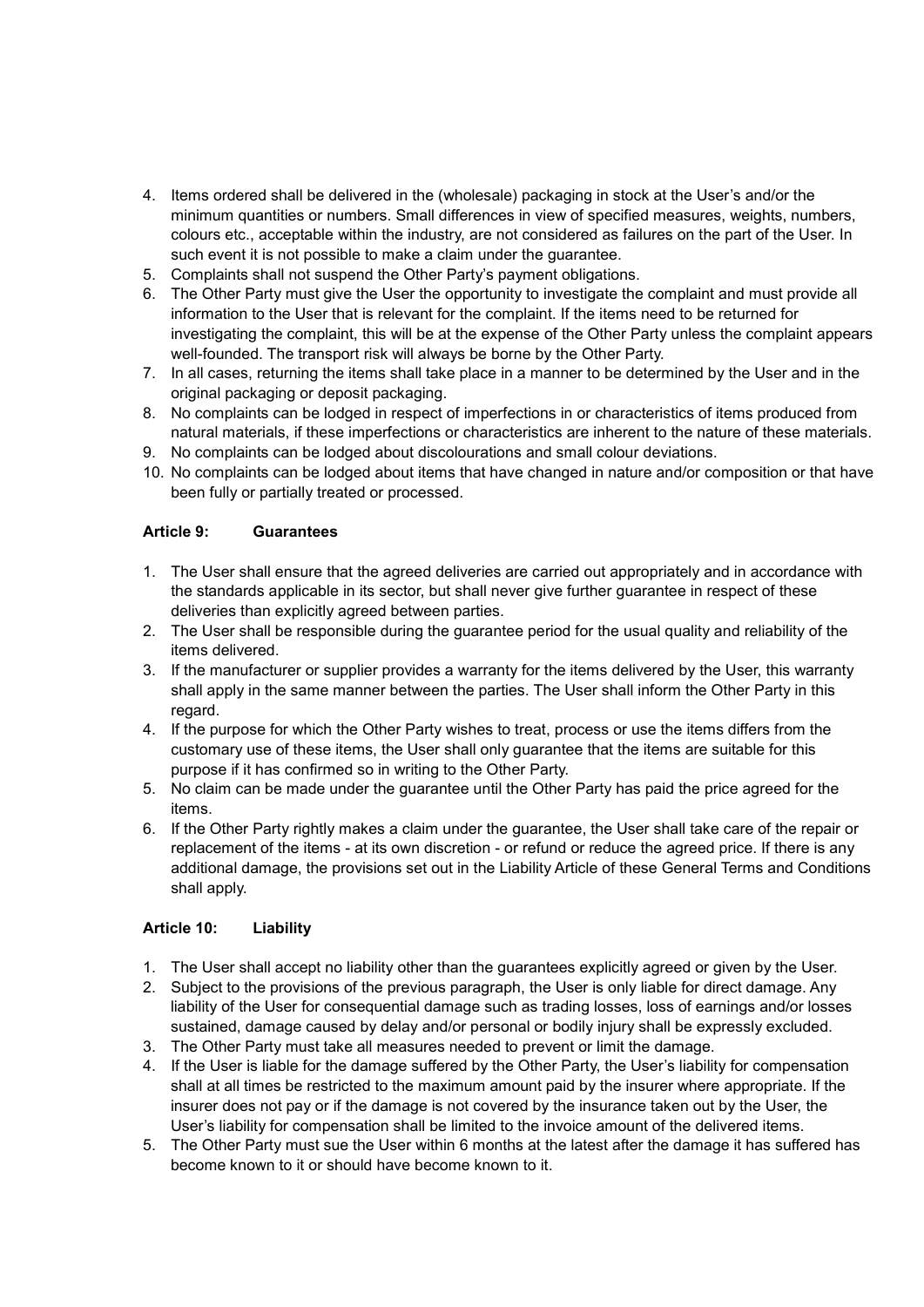4. Items ordered shall be delivered in the (wholesale) packaging in stock at the User's and/or the minimum quantities or numbers. Small differences in view of specified measures, weights, numbers, colours etc., acceptable within the industry, are not considered as failures on the part of the User. In such event it is not possible to make a claim under the guarantee.
5. Complaints shall not suspend the Other Party's payment obligations.
6. The Other Party must give the User the opportunity to investigate the complaint and must provide all information to the User that is relevant for the complaint. If the items need to be returned for investigating the complaint, this will be at the expense of the Other Party unless the complaint appears well-founded. The transport risk will always be borne by the Other Party.
7. In all cases, returning the items shall take place in a manner to be determined by the User and in the original packaging or deposit packaging.
8. No complaints can be lodged in respect of imperfections in or characteristics of items produced from natural materials, if these imperfections or characteristics are inherent to the nature of these materials.
9. No complaints can be lodged about discolourations and small colour deviations.
10. No complaints can be lodged about items that have changed in nature and/or composition or that have been fully or partially treated or processed.

**Article 9: Guarantees**

1. The User shall ensure that the agreed deliveries are carried out appropriately and in accordance with the standards applicable in its sector, but shall never give further guarantee in respect of these deliveries than explicitly agreed between parties.
2. The User shall be responsible during the guarantee period for the usual quality and reliability of the items delivered.
3. If the manufacturer or supplier provides a warranty for the items delivered by the User, this warranty shall apply in the same manner between the parties. The User shall inform the Other Party in this regard.
4. If the purpose for which the Other Party wishes to treat, process or use the items differs from the customary use of these items, the User shall only guarantee that the items are suitable for this purpose if it has confirmed so in writing to the Other Party.
5. No claim can be made under the guarantee until the Other Party has paid the price agreed for the items.
6. If the Other Party rightly makes a claim under the guarantee, the User shall take care of the repair or replacement of the items - at its own discretion - or refund or reduce the agreed price. If there is any additional damage, the provisions set out in the Liability Article of these General Terms and Conditions shall apply.

**Article 10: Liability**

1. The User shall accept no liability other than the guarantees explicitly agreed or given by the User.
2. Subject to the provisions of the previous paragraph, the User is only liable for direct damage. Any liability of the User for consequential damage such as trading losses, loss of earnings and/or losses sustained, damage caused by delay and/or personal or bodily injury shall be expressly excluded.
3. The Other Party must take all measures needed to prevent or limit the damage.
4. If the User is liable for the damage suffered by the Other Party, the User's liability for compensation shall at all times be restricted to the maximum amount paid by the insurer where appropriate. If the insurer does not pay or if the damage is not covered by the insurance taken out by the User, the User's liability for compensation shall be limited to the invoice amount of the delivered items.
5. The Other Party must sue the User within 6 months at the latest after the damage it has suffered has become known to it or should have become known to it.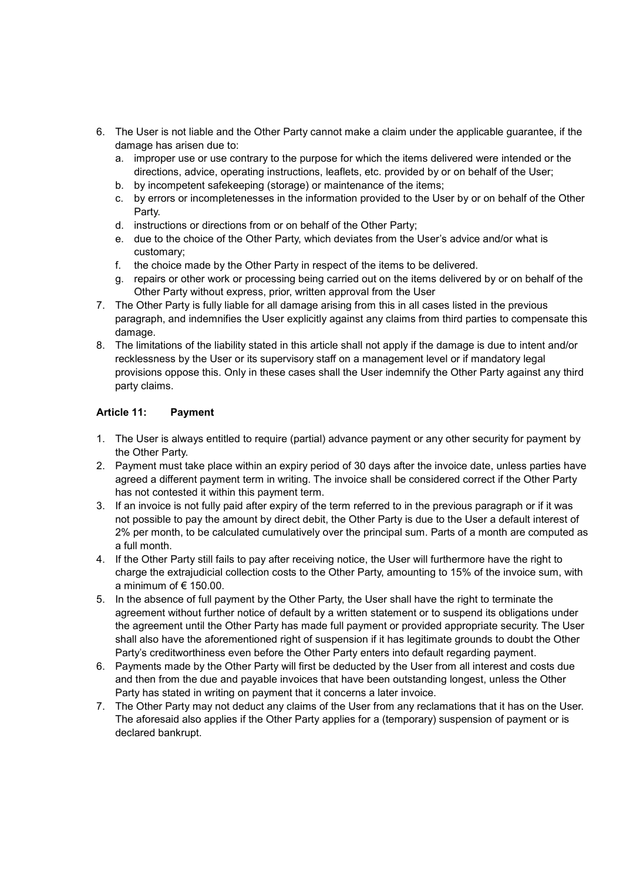6. The User is not liable and the Other Party cannot make a claim under the applicable guarantee, if the damage has arisen due to:
   a. improper use or use contrary to the purpose for which the items delivered were intended or the directions, advice, operating instructions, leaflets, etc. provided by or on behalf of the User;
   b. by incompetent safekeeping (storage) or maintenance of the items;
   c. by errors or incompletenesses in the information provided to the User by or on behalf of the Other Party.
   d. instructions or directions from or on behalf of the Other Party;
   e. due to the choice of the Other Party, which deviates from the User's advice and/or what is customary;
   f. the choice made by the Other Party in respect of the items to be delivered.
   g. repairs or other work or processing being carried out on the items delivered by or on behalf of the Other Party without express, prior, written approval from the User
7. The Other Party is fully liable for all damage arising from this in all cases listed in the previous paragraph, and indemnifies the User explicitly against any claims from third parties to compensate this damage.
8. The limitations of the liability stated in this article shall not apply if the damage is due to intent and/or recklessness by the User or its supervisory staff on a management level or if mandatory legal provisions oppose this. Only in these cases shall the User indemnify the Other Party against any third party claims.

**Article 11: Payment**

1. The User is always entitled to require (partial) advance payment or any other security for payment by the Other Party.
2. Payment must take place within an expiry period of 30 days after the invoice date, unless parties have agreed a different payment term in writing. The invoice shall be considered correct if the Other Party has not contested it within this payment term.
3. If an invoice is not fully paid after expiry of the term referred to in the previous paragraph or if it was not possible to pay the amount by direct debit, the Other Party is due to the User a default interest of 2% per month, to be calculated cumulatively over the principal sum. Parts of a month are computed as a full month.
4. If the Other Party still fails to pay after receiving notice, the User will furthermore have the right to charge the extrajudicial collection costs to the Other Party, amounting to 15% of the invoice sum, with a minimum of € 150.00.
5. In the absence of full payment by the Other Party, the User shall have the right to terminate the agreement without further notice of default by a written statement or to suspend its obligations under the agreement until the Other Party has made full payment or provided appropriate security. The User shall also have the aforementioned right of suspension if it has legitimate grounds to doubt the Other Party's creditworthiness even before the Other Party enters into default regarding payment.
6. Payments made by the Other Party will first be deducted by the User from all interest and costs due and then from the due and payable invoices that have been outstanding longest, unless the Other Party has stated in writing on payment that it concerns a later invoice.
7. The Other Party may not deduct any claims of the User from any reclamations that it has on the User. The aforesaid also applies if the Other Party applies for a (temporary) suspension of payment or is declared bankrupt.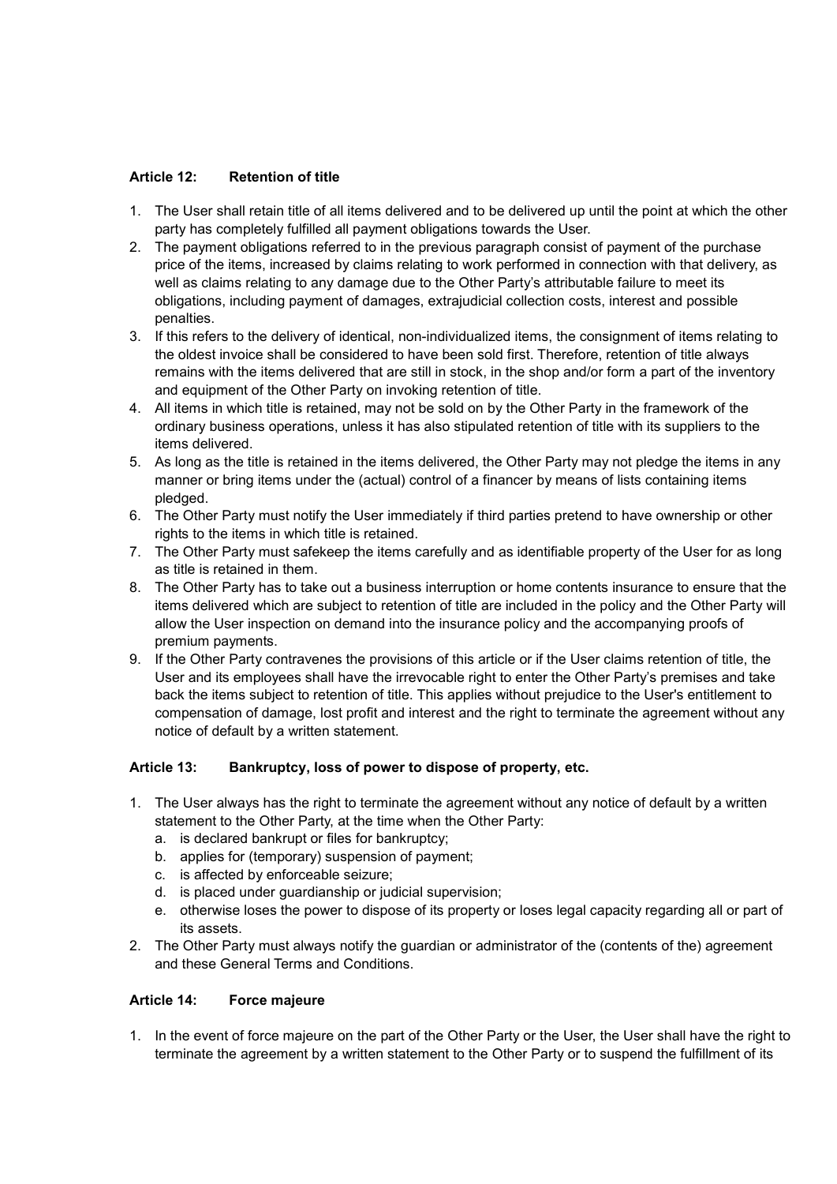**Article 12: Retention of title**

1. The User shall retain title of all items delivered and to be delivered up until the point at which the other party has completely fulfilled all payment obligations towards the User.
2. The payment obligations referred to in the previous paragraph consist of payment of the purchase price of the items, increased by claims relating to work performed in connection with that delivery, as well as claims relating to any damage due to the Other Party's attributable failure to meet its obligations, including payment of damages, extrajudicial collection costs, interest and possible penalties.
3. If this refers to the delivery of identical, non-individualized items, the consignment of items relating to the oldest invoice shall be considered to have been sold first. Therefore, retention of title always remains with the items delivered that are still in stock, in the shop and/or form a part of the inventory and equipment of the Other Party on invoking retention of title.
4. All items in which title is retained, may not be sold on by the Other Party in the framework of the ordinary business operations, unless it has also stipulated retention of title with its suppliers to the items delivered.
5. As long as the title is retained in the items delivered, the Other Party may not pledge the items in any manner or bring items under the (actual) control of a financer by means of lists containing items pledged.
6. The Other Party must notify the User immediately if third parties pretend to have ownership or other rights to the items in which title is retained.
7. The Other Party must safekeep the items carefully and as identifiable property of the User for as long as title is retained in them.
8. The Other Party has to take out a business interruption or home contents insurance to ensure that the items delivered which are subject to retention of title are included in the policy and the Other Party will allow the User inspection on demand into the insurance policy and the accompanying proofs of premium payments.
9. If the Other Party contravenes the provisions of this article or if the User claims retention of title, the User and its employees shall have the irrevocable right to enter the Other Party's premises and take back the items subject to retention of title. This applies without prejudice to the User's entitlement to compensation of damage, lost profit and interest and the right to terminate the agreement without any notice of default by a written statement.

**Article 13: Bankruptcy, loss of power to dispose of property, etc.**

1. The User always has the right to terminate the agreement without any notice of default by a written statement to the Other Party, at the time when the Other Party:
   a. is declared bankrupt or files for bankruptcy;
   b. applies for (temporary) suspension of payment;
   c. is affected by enforceable seizure;
   d. is placed under guardianship or judicial supervision;
   e. otherwise loses the power to dispose of its property or loses legal capacity regarding all or part of its assets.
2. The Other Party must always notify the guardian or administrator of the (contents of the) agreement and these General Terms and Conditions.

**Article 14: Force majeure**

1. In the event of force majeure on the part of the Other Party or the User, the User shall have the right to terminate the agreement by a written statement to the Other Party or to suspend the fulfillment of its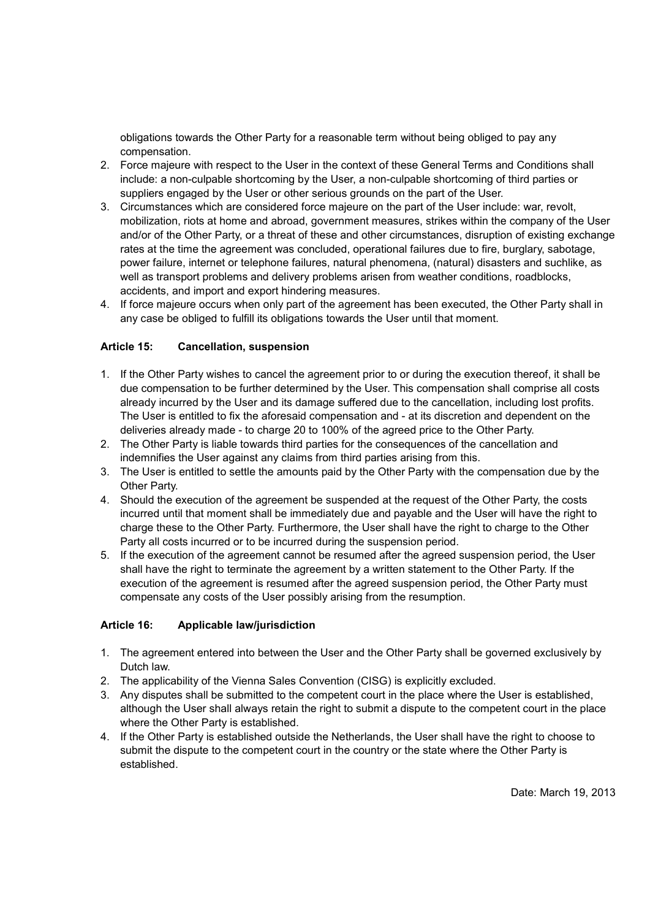obligations towards the Other Party for a reasonable term without being obliged to pay any compensation.

2. Force majeure with respect to the User in the context of these General Terms and Conditions shall include: a non-culpable shortcoming by the User, a non-culpable shortcoming of third parties or suppliers engaged by the User or other serious grounds on the part of the User.
3. Circumstances which are considered force majeure on the part of the User include: war, revolt, mobilization, riots at home and abroad, government measures, strikes within the company of the User and/or of the Other Party, or a threat of these and other circumstances, disruption of existing exchange rates at the time the agreement was concluded, operational failures due to fire, burglary, sabotage, power failure, internet or telephone failures, natural phenomena, (natural) disasters and suchlike, as well as transport problems and delivery problems arisen from weather conditions, roadblocks, accidents, and import and export hindering measures.
4. If force majeure occurs when only part of the agreement has been executed, the Other Party shall in any case be obliged to fulfill its obligations towards the User until that moment.

**Article 15: Cancellation, suspension**

1. If the Other Party wishes to cancel the agreement prior to or during the execution thereof, it shall be due compensation to be further determined by the User. This compensation shall comprise all costs already incurred by the User and its damage suffered due to the cancellation, including lost profits. The User is entitled to fix the aforesaid compensation and - at its discretion and dependent on the deliveries already made - to charge 20 to 100% of the agreed price to the Other Party.
2. The Other Party is liable towards third parties for the consequences of the cancellation and indemnifies the User against any claims from third parties arising from this.
3. The User is entitled to settle the amounts paid by the Other Party with the compensation due by the Other Party.
4. Should the execution of the agreement be suspended at the request of the Other Party, the costs incurred until that moment shall be immediately due and payable and the User will have the right to charge these to the Other Party. Furthermore, the User shall have the right to charge to the Other Party all costs incurred or to be incurred during the suspension period.
5. If the execution of the agreement cannot be resumed after the agreed suspension period, the User shall have the right to terminate the agreement by a written statement to the Other Party. If the execution of the agreement is resumed after the agreed suspension period, the Other Party must compensate any costs of the User possibly arising from the resumption.

**Article 16: Applicable law/jurisdiction**

1. The agreement entered into between the User and the Other Party shall be governed exclusively by Dutch law.
2. The applicability of the Vienna Sales Convention (CISG) is explicitly excluded.
3. Any disputes shall be submitted to the competent court in the place where the User is established, although the User shall always retain the right to submit a dispute to the competent court in the place where the Other Party is established.
4. If the Other Party is established outside the Netherlands, the User shall have the right to choose to submit the dispute to the competent court in the country or the state where the Other Party is established.

Date: March 19, 2013